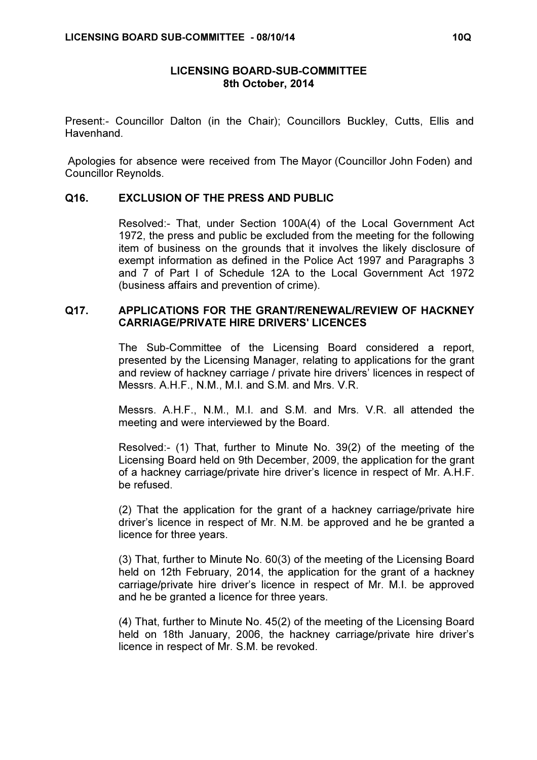# LICENSING BOARD-SUB-COMMITTEE
## 8th October, 2014

Present:- Councillor Dalton (in the Chair); Councillors Buckley, Cutts, Ellis and Havenhand.

Apologies for absence were received from The Mayor (Councillor John Foden) and Councillor Reynolds.

### Q16. EXCLUSION OF THE PRESS AND PUBLIC

Resolved:- That, under Section 100A(4) of the Local Government Act 1972, the press and public be excluded from the meeting for the following item of business on the grounds that it involves the likely disclosure of exempt information as defined in the Police Act 1997 and Paragraphs 3 and 7 of Part I of Schedule 12A to the Local Government Act 1972 (business affairs and prevention of crime).

### Q17. APPLICATIONS FOR THE GRANT/RENEWAL/REVIEW OF HACKNEY CARRIAGE/PRIVATE HIRE DRIVERS' LICENCES

The Sub-Committee of the Licensing Board considered a report, presented by the Licensing Manager, relating to applications for the grant and review of hackney carriage / private hire drivers' licences in respect of Messrs. A.H.F., N.M., M.I. and S.M. and Mrs. V.R.

Messrs. A.H.F., N.M., M.I. and S.M. and Mrs. V.R. all attended the meeting and were interviewed by the Board.

Resolved:- (1) That, further to Minute No. 39(2) of the meeting of the Licensing Board held on 9th December, 2009, the application for the grant of a hackney carriage/private hire driver's licence in respect of Mr. A.H.F. be refused.

(2) That the application for the grant of a hackney carriage/private hire driver's licence in respect of Mr. N.M. be approved and he be granted a licence for three years.

(3) That, further to Minute No. 60(3) of the meeting of the Licensing Board held on 12th February, 2014, the application for the grant of a hackney carriage/private hire driver's licence in respect of Mr. M.I. be approved and he be granted a licence for three years.

(4) That, further to Minute No. 45(2) of the meeting of the Licensing Board held on 18th January, 2006, the hackney carriage/private hire driver's licence in respect of Mr. S.M. be revoked.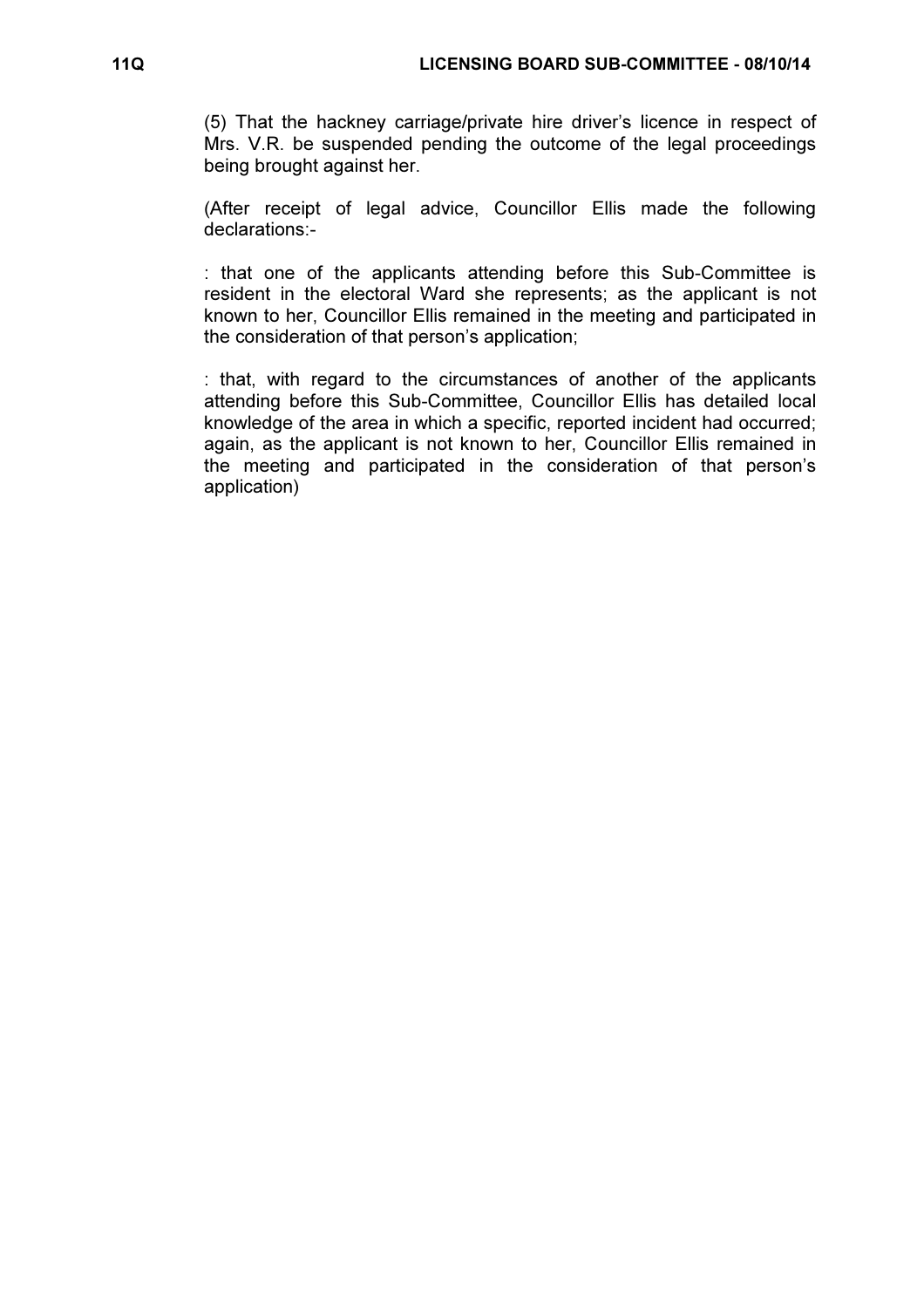(5) That the hackney carriage/private hire driver's licence in respect of Mrs. V.R. be suspended pending the outcome of the legal proceedings being brought against her.

(After receipt of legal advice, Councillor Ellis made the following declarations:-

: that one of the applicants attending before this Sub-Committee is resident in the electoral Ward she represents; as the applicant is not known to her, Councillor Ellis remained in the meeting and participated in the consideration of that person's application;

: that, with regard to the circumstances of another of the applicants attending before this Sub-Committee, Councillor Ellis has detailed local knowledge of the area in which a specific, reported incident had occurred; again, as the applicant is not known to her, Councillor Ellis remained in the meeting and participated in the consideration of that person's application)